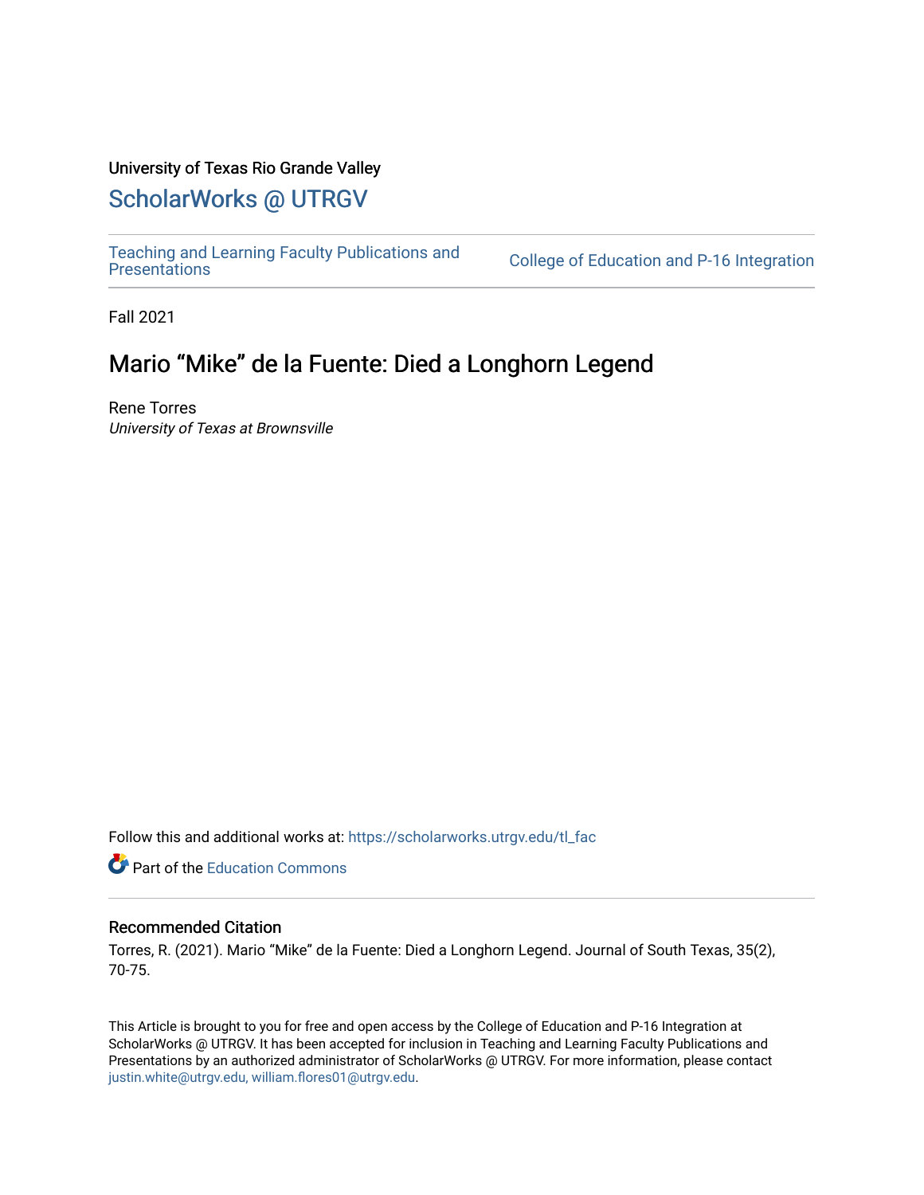University of Texas Rio Grande Valley

## ScholarWorks @ UTRGV

Teaching and Learning Faculty Publications and Presentations

College of Education and P-16 Integration

Fall 2021

# Mario "Mike" de la Fuente: Died a Longhorn Legend

Rene Torres
*University of Texas at Brownsville*

Follow this and additional works at: https://scholarworks.utrgv.edu/tl_fac

Part of the Education Commons

### Recommended Citation

Torres, R. (2021). Mario "Mike" de la Fuente: Died a Longhorn Legend. Journal of South Texas, 35(2), 70-75.

This Article is brought to you for free and open access by the College of Education and P-16 Integration at ScholarWorks @ UTRGV. It has been accepted for inclusion in Teaching and Learning Faculty Publications and Presentations by an authorized administrator of ScholarWorks @ UTRGV. For more information, please contact justin.white@utrgv.edu, william.flores01@utrgv.edu.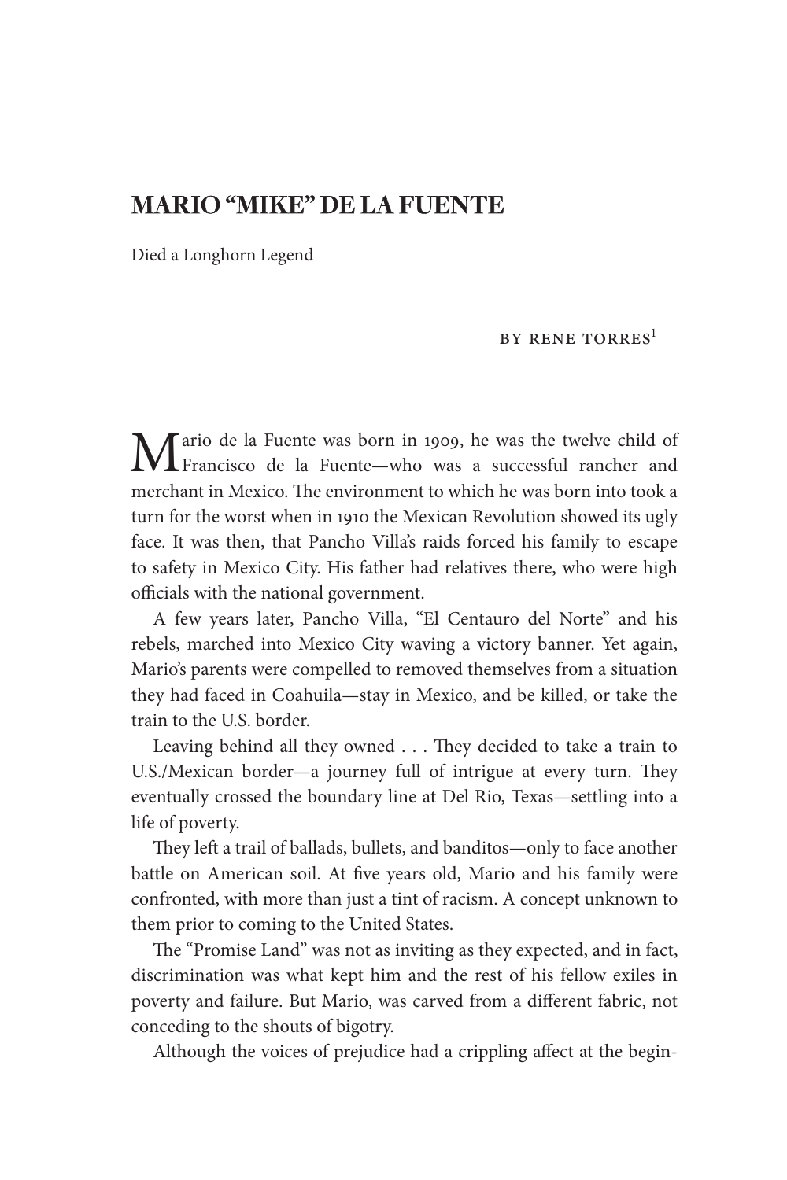# MARIO "MIKE" DE LA FUENTE

Died a Longhorn Legend

BY RENE TORRES[1]

Mario de la Fuente was born in 1909, he was the twelve child of Francisco de la Fuente—who was a successful rancher and merchant in Mexico. The environment to which he was born into took a turn for the worst when in 1910 the Mexican Revolution showed its ugly face. It was then, that Pancho Villa's raids forced his family to escape to safety in Mexico City. His father had relatives there, who were high officials with the national government.

A few years later, Pancho Villa, "El Centauro del Norte" and his rebels, marched into Mexico City waving a victory banner. Yet again, Mario's parents were compelled to removed themselves from a situation they had faced in Coahuila—stay in Mexico, and be killed, or take the train to the U.S. border.

Leaving behind all they owned . . . They decided to take a train to U.S./Mexican border—a journey full of intrigue at every turn. They eventually crossed the boundary line at Del Rio, Texas—settling into a life of poverty.

They left a trail of ballads, bullets, and banditos—only to face another battle on American soil. At five years old, Mario and his family were confronted, with more than just a tint of racism. A concept unknown to them prior to coming to the United States.

The "Promise Land" was not as inviting as they expected, and in fact, discrimination was what kept him and the rest of his fellow exiles in poverty and failure. But Mario, was carved from a different fabric, not conceding to the shouts of bigotry.

Although the voices of prejudice had a crippling affect at the begin-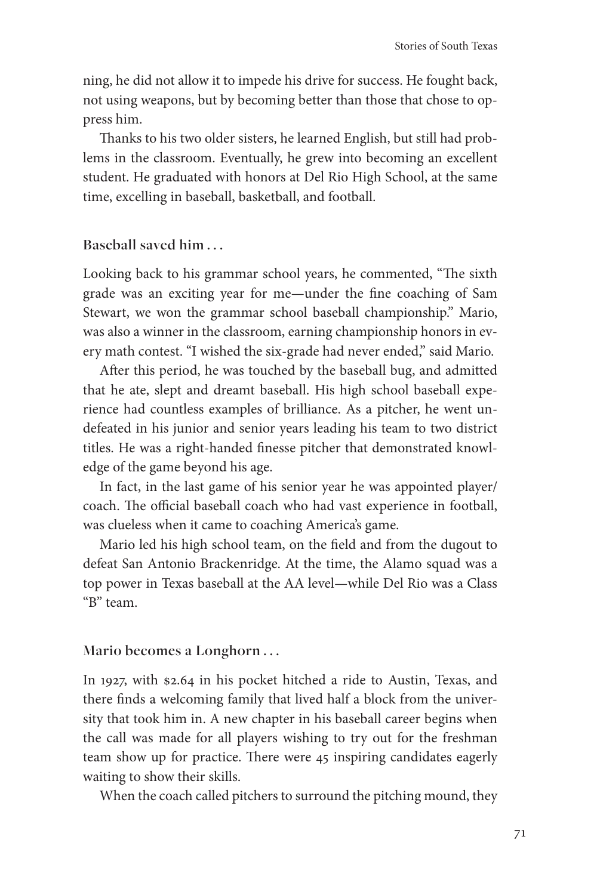ning, he did not allow it to impede his drive for success. He fought back, not using weapons, but by becoming better than those that chose to oppress him.

Thanks to his two older sisters, he learned English, but still had problems in the classroom. Eventually, he grew into becoming an excellent student. He graduated with honors at Del Rio High School, at the same time, excelling in baseball, basketball, and football.

### Baseball saved him . . .

Looking back to his grammar school years, he commented, "The sixth grade was an exciting year for me—under the fine coaching of Sam Stewart, we won the grammar school baseball championship." Mario, was also a winner in the classroom, earning championship honors in every math contest. "I wished the six-grade had never ended," said Mario.

After this period, he was touched by the baseball bug, and admitted that he ate, slept and dreamt baseball. His high school baseball experience had countless examples of brilliance. As a pitcher, he went undefeated in his junior and senior years leading his team to two district titles. He was a right-handed finesse pitcher that demonstrated knowledge of the game beyond his age.

In fact, in the last game of his senior year he was appointed player/coach. The official baseball coach who had vast experience in football, was clueless when it came to coaching America's game.

Mario led his high school team, on the field and from the dugout to defeat San Antonio Brackenridge. At the time, the Alamo squad was a top power in Texas baseball at the AA level—while Del Rio was a Class "B" team.

### Mario becomes a Longhorn . . .

In 1927, with $2.64 in his pocket hitched a ride to Austin, Texas, and there finds a welcoming family that lived half a block from the university that took him in. A new chapter in his baseball career begins when the call was made for all players wishing to try out for the freshman team show up for practice. There were 45 inspiring candidates eagerly waiting to show their skills.

When the coach called pitchers to surround the pitching mound, they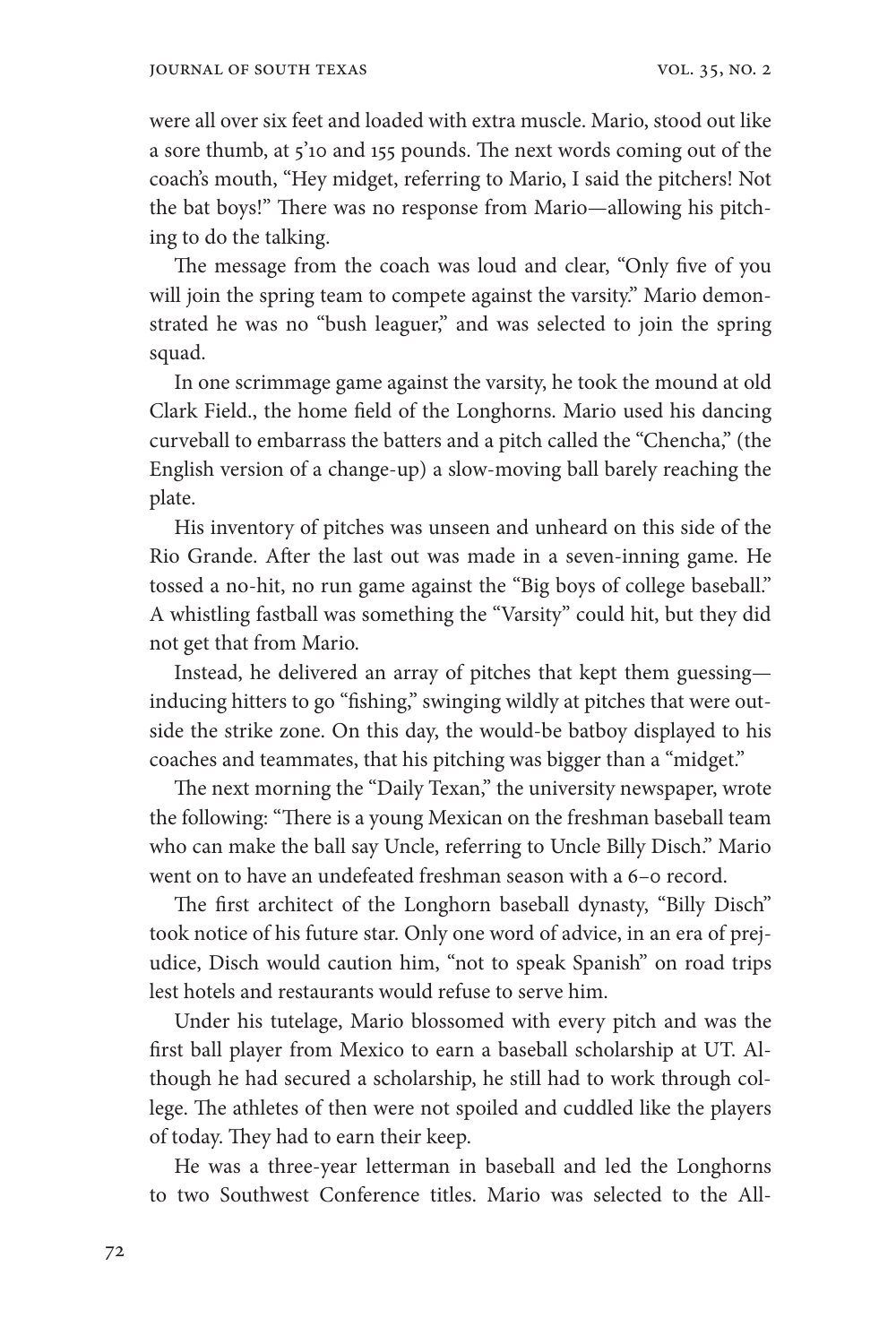were all over six feet and loaded with extra muscle. Mario, stood out like a sore thumb, at 5'10 and 155 pounds. The next words coming out of the coach's mouth, "Hey midget, referring to Mario, I said the pitchers! Not the bat boys!" There was no response from Mario—allowing his pitching to do the talking.

The message from the coach was loud and clear, "Only five of you will join the spring team to compete against the varsity." Mario demonstrated he was no "bush leaguer," and was selected to join the spring squad.

In one scrimmage game against the varsity, he took the mound at old Clark Field., the home field of the Longhorns. Mario used his dancing curveball to embarrass the batters and a pitch called the "Chencha," (the English version of a change-up) a slow-moving ball barely reaching the plate.

His inventory of pitches was unseen and unheard on this side of the Rio Grande. After the last out was made in a seven-inning game. He tossed a no-hit, no run game against the "Big boys of college baseball." A whistling fastball was something the "Varsity" could hit, but they did not get that from Mario.

Instead, he delivered an array of pitches that kept them guessing—inducing hitters to go "fishing," swinging wildly at pitches that were outside the strike zone. On this day, the would-be batboy displayed to his coaches and teammates, that his pitching was bigger than a "midget."

The next morning the "Daily Texan," the university newspaper, wrote the following: "There is a young Mexican on the freshman baseball team who can make the ball say Uncle, referring to Uncle Billy Disch." Mario went on to have an undefeated freshman season with a 6–0 record.

The first architect of the Longhorn baseball dynasty, "Billy Disch" took notice of his future star. Only one word of advice, in an era of prejudice, Disch would caution him, "not to speak Spanish" on road trips lest hotels and restaurants would refuse to serve him.

Under his tutelage, Mario blossomed with every pitch and was the first ball player from Mexico to earn a baseball scholarship at UT. Although he had secured a scholarship, he still had to work through college. The athletes of then were not spoiled and cuddled like the players of today. They had to earn their keep.

He was a three-year letterman in baseball and led the Longhorns to two Southwest Conference titles. Mario was selected to the All-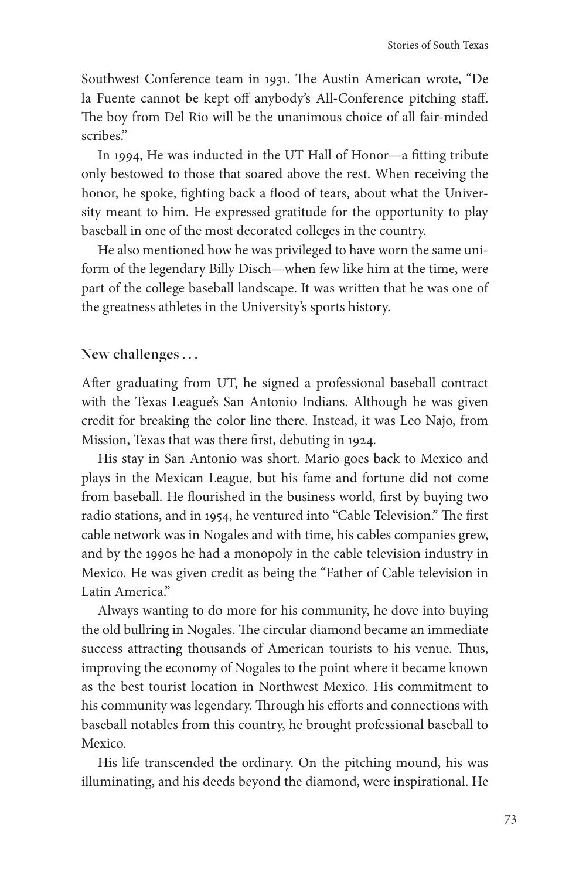Southwest Conference team in 1931. The Austin American wrote, "De la Fuente cannot be kept off anybody's All-Conference pitching staff. The boy from Del Rio will be the unanimous choice of all fair-minded scribes."

In 1994, He was inducted in the UT Hall of Honor—a fitting tribute only bestowed to those that soared above the rest. When receiving the honor, he spoke, fighting back a flood of tears, about what the University meant to him. He expressed gratitude for the opportunity to play baseball in one of the most decorated colleges in the country.

He also mentioned how he was privileged to have worn the same uniform of the legendary Billy Disch—when few like him at the time, were part of the college baseball landscape. It was written that he was one of the greatness athletes in the University's sports history.

### New challenges . . .

After graduating from UT, he signed a professional baseball contract with the Texas League's San Antonio Indians. Although he was given credit for breaking the color line there. Instead, it was Leo Najo, from Mission, Texas that was there first, debuting in 1924.

His stay in San Antonio was short. Mario goes back to Mexico and plays in the Mexican League, but his fame and fortune did not come from baseball. He flourished in the business world, first by buying two radio stations, and in 1954, he ventured into "Cable Television." The first cable network was in Nogales and with time, his cables companies grew, and by the 1990s he had a monopoly in the cable television industry in Mexico. He was given credit as being the "Father of Cable television in Latin America."

Always wanting to do more for his community, he dove into buying the old bullring in Nogales. The circular diamond became an immediate success attracting thousands of American tourists to his venue. Thus, improving the economy of Nogales to the point where it became known as the best tourist location in Northwest Mexico. His commitment to his community was legendary. Through his efforts and connections with baseball notables from this country, he brought professional baseball to Mexico.

His life transcended the ordinary. On the pitching mound, his was illuminating, and his deeds beyond the diamond, were inspirational. He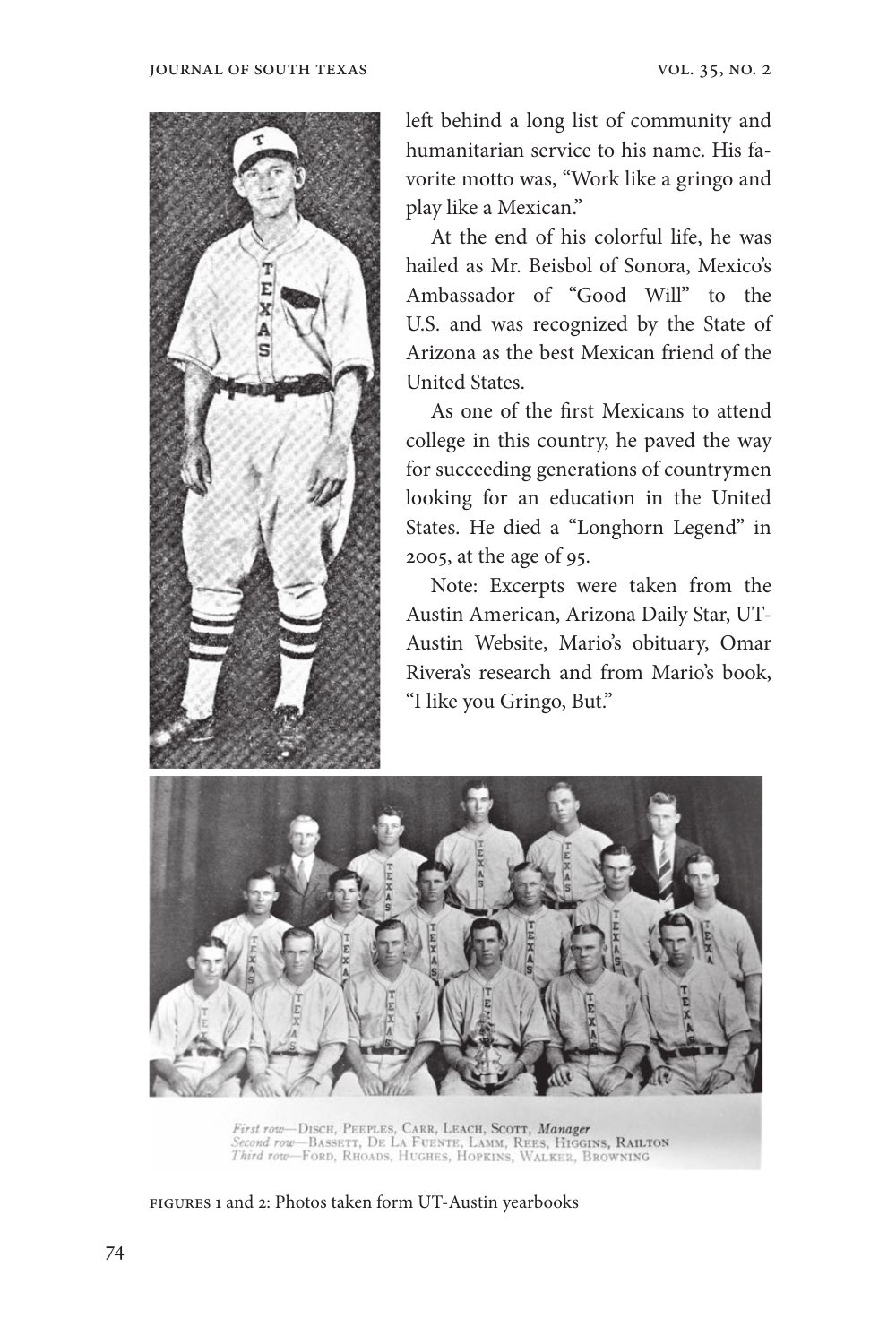left behind a long list of community and humanitarian service to his name. His favorite motto was, "Work like a gringo and play like a Mexican."

At the end of his colorful life, he was hailed as Mr. Beisbol of Sonora, Mexico's Ambassador of "Good Will" to the U.S. and was recognized by the State of Arizona as the best Mexican friend of the United States.

As one of the first Mexicans to attend college in this country, he paved the way for succeeding generations of countrymen looking for an education in the United States. He died a "Longhorn Legend" in 2005, at the age of 95.

Note: Excerpts were taken from the Austin American, Arizona Daily Star, UT-Austin Website, Mario's obituary, Omar Rivera's research and from Mario's book, "I like you Gringo, But."

*First row*—Disch, Peeples, Carr, Leach, Scott, *Manager*
*Second row*—Bassett, De La Fuente, Lamm, Rees, Higgins, Railton
*Third row*—Ford, Rhoads, Hughes, Hopkins, Walker, Browning

FIGURES 1 and 2: Photos taken form UT-Austin yearbooks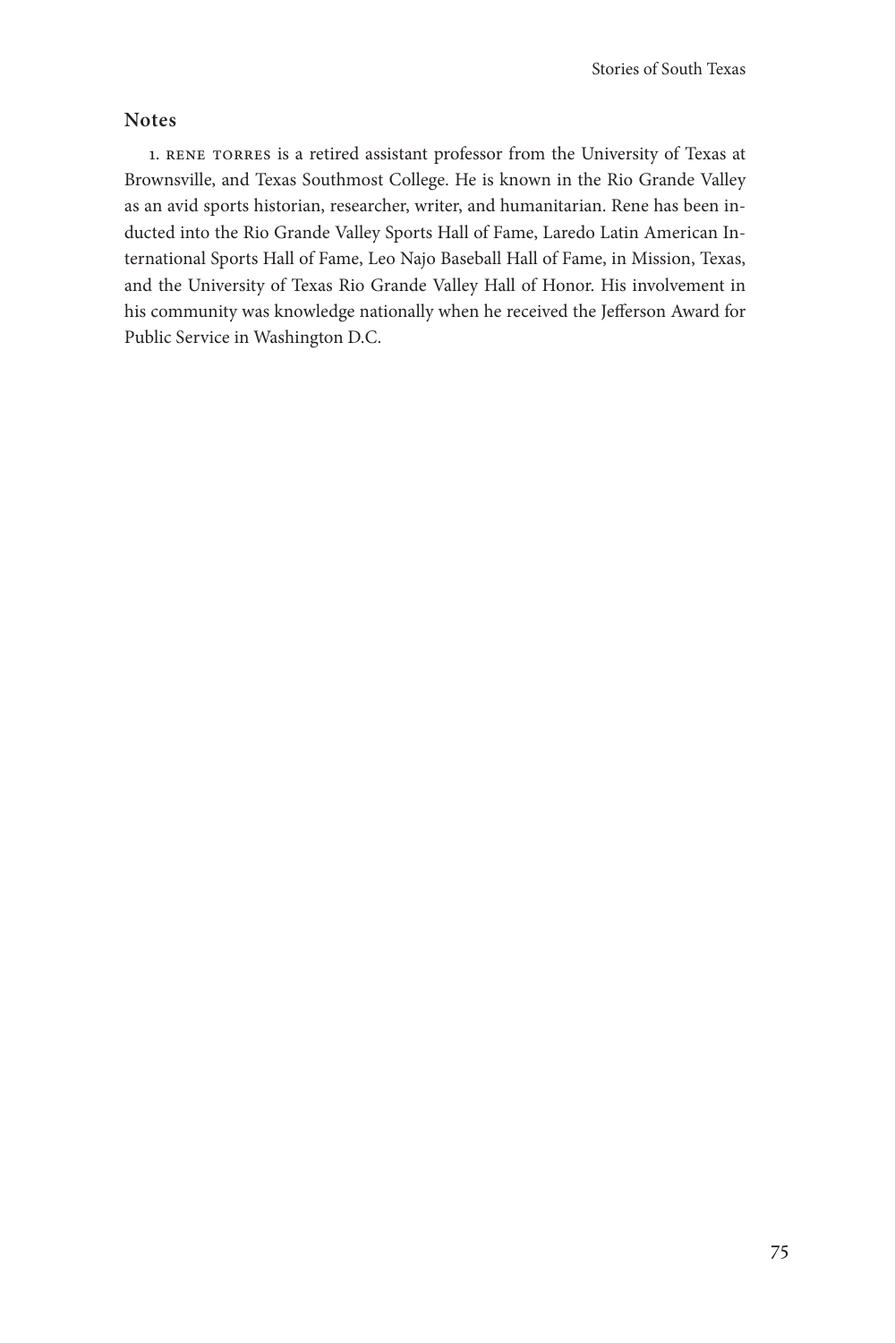## Notes

1. RENE TORRES is a retired assistant professor from the University of Texas at Brownsville, and Texas Southmost College. He is known in the Rio Grande Valley as an avid sports historian, researcher, writer, and humanitarian. Rene has been inducted into the Rio Grande Valley Sports Hall of Fame, Laredo Latin American International Sports Hall of Fame, Leo Najo Baseball Hall of Fame, in Mission, Texas, and the University of Texas Rio Grande Valley Hall of Honor. His involvement in his community was knowledge nationally when he received the Jefferson Award for Public Service in Washington D.C.